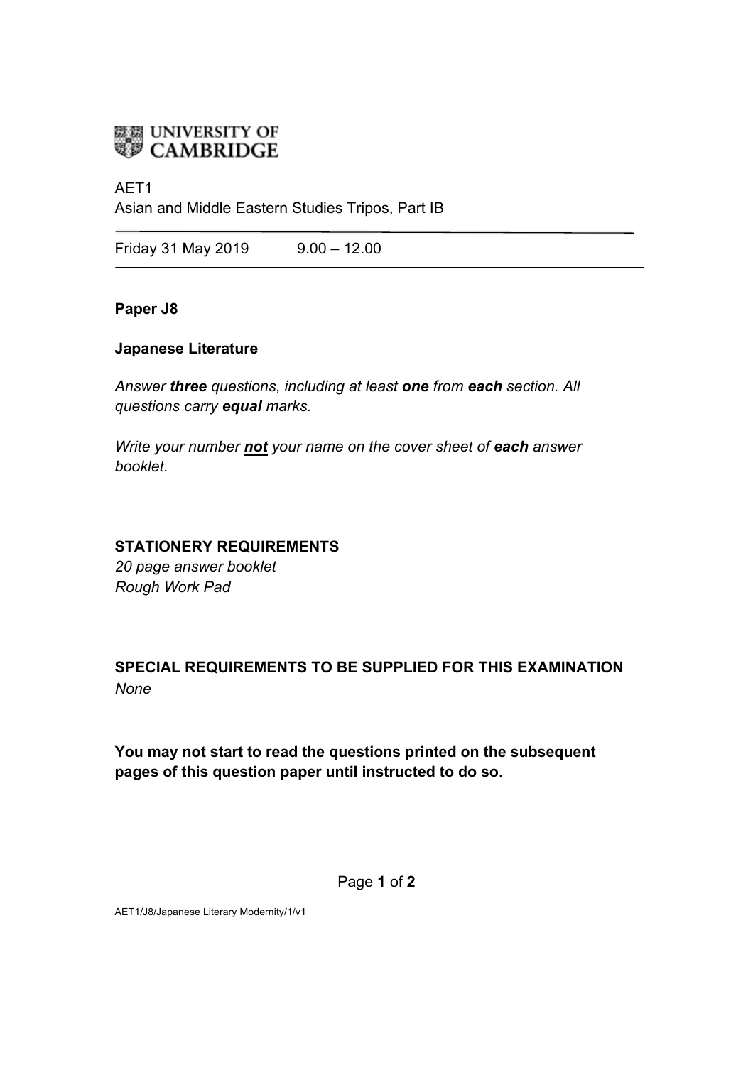UNIVERSITY OF CAMBRIDGE

AET1
Asian and Middle Eastern Studies Tripos, Part IB

Friday 31 May 2019 9.00 – 12.00

**Paper J8**

**Japanese Literature**

*Answer **three** questions, including at least **one** from **each** section. All questions carry **equal** marks.*

*Write your number **not** your name on the cover sheet of **each** answer booklet.*

**STATIONERY REQUIREMENTS**
*20 page answer booklet*
*Rough Work Pad*

**SPECIAL REQUIREMENTS TO BE SUPPLIED FOR THIS EXAMINATION**
*None*

**You may not start to read the questions printed on the subsequent pages of this question paper until instructed to do so.**

AET1/J8/Japanese Literary Modernity/1/v1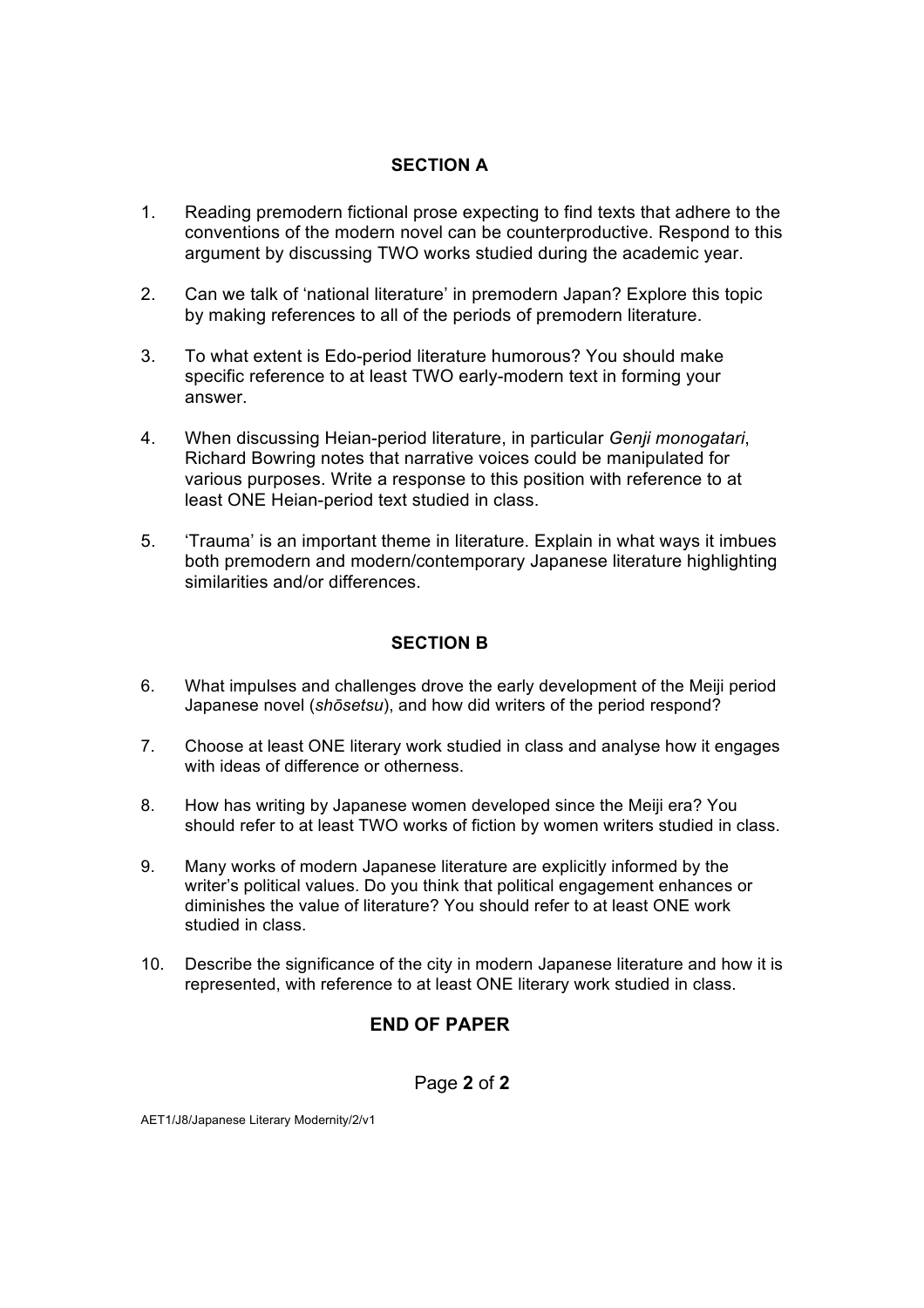## SECTION A

1. Reading premodern fictional prose expecting to find texts that adhere to the conventions of the modern novel can be counterproductive. Respond to this argument by discussing TWO works studied during the academic year.

2. Can we talk of 'national literature' in premodern Japan? Explore this topic by making references to all of the periods of premodern literature.

3. To what extent is Edo-period literature humorous? You should make specific reference to at least TWO early-modern text in forming your answer.

4. When discussing Heian-period literature, in particular *Genji monogatari*, Richard Bowring notes that narrative voices could be manipulated for various purposes. Write a response to this position with reference to at least ONE Heian-period text studied in class.

5. 'Trauma' is an important theme in literature. Explain in what ways it imbues both premodern and modern/contemporary Japanese literature highlighting similarities and/or differences.

## SECTION B

6. What impulses and challenges drove the early development of the Meiji period Japanese novel (*shōsetsu*), and how did writers of the period respond?

7. Choose at least ONE literary work studied in class and analyse how it engages with ideas of difference or otherness.

8. How has writing by Japanese women developed since the Meiji era? You should refer to at least TWO works of fiction by women writers studied in class.

9. Many works of modern Japanese literature are explicitly informed by the writer's political values. Do you think that political engagement enhances or diminishes the value of literature? You should refer to at least ONE work studied in class.

10. Describe the significance of the city in modern Japanese literature and how it is represented, with reference to at least ONE literary work studied in class.

**END OF PAPER**

AET1/J8/Japanese Literary Modernity/2/v1